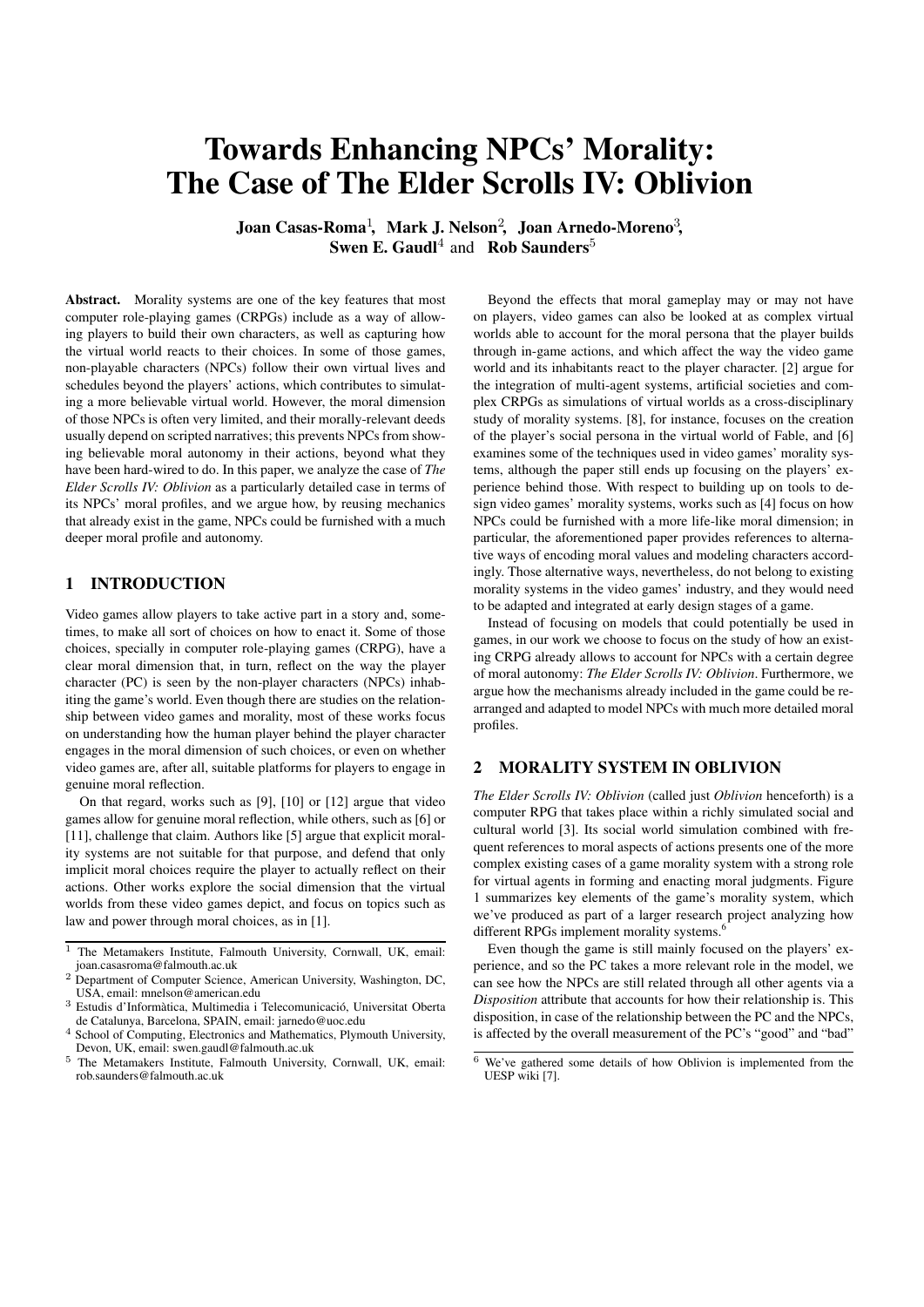# Towards Enhancing NPCs' Morality: The Case of The Elder Scrolls IV: Oblivion

**Joan Casas-Roma**[1], **Mark J. Nelson**[2], **Joan Arnedo-Moreno**[3], **Swen E. Gaudl**[4] and **Rob Saunders**[5]

**Abstract.** Morality systems are one of the key features that most computer role-playing games (CRPGs) include as a way of allowing players to build their own characters, as well as capturing how the virtual world reacts to their choices. In some of those games, non-playable characters (NPCs) follow their own virtual lives and schedules beyond the players' actions, which contributes to simulating a more believable virtual world. However, the moral dimension of those NPCs is often very limited, and their morally-relevant deeds usually depend on scripted narratives; this prevents NPCs from showing believable moral autonomy in their actions, beyond what they have been hard-wired to do. In this paper, we analyze the case of *The Elder Scrolls IV: Oblivion* as a particularly detailed case in terms of its NPCs' moral profiles, and we argue how, by reusing mechanics that already exist in the game, NPCs could be furnished with a much deeper moral profile and autonomy.

## 1 INTRODUCTION

Video games allow players to take active part in a story and, sometimes, to make all sort of choices on how to enact it. Some of those choices, specially in computer role-playing games (CRPG), have a clear moral dimension that, in turn, reflect on the way the player character (PC) is seen by the non-player characters (NPCs) inhabiting the game's world. Even though there are studies on the relationship between video games and morality, most of these works focus on understanding how the human player behind the player character engages in the moral dimension of such choices, or even on whether video games are, after all, suitable platforms for players to engage in genuine moral reflection.

On that regard, works such as [9], [10] or [12] argue that video games allow for genuine moral reflection, while others, such as [6] or [11], challenge that claim. Authors like [5] argue that explicit morality systems are not suitable for that purpose, and defend that only implicit moral choices require the player to actually reflect on their actions. Other works explore the social dimension that the virtual worlds from these video games depict, and focus on topics such as law and power through moral choices, as in [1].

Beyond the effects that moral gameplay may or may not have on players, video games can also be looked at as complex virtual worlds able to account for the moral persona that the player builds through in-game actions, and which affect the way the video game world and its inhabitants react to the player character. [2] argue for the integration of multi-agent systems, artificial societies and complex CRPGs as simulations of virtual worlds as a cross-disciplinary study of morality systems. [8], for instance, focuses on the creation of the player's social persona in the virtual world of Fable, and [6] examines some of the techniques used in video games' morality systems, although the paper still ends up focusing on the players' experience behind those. With respect to building up on tools to design video games' morality systems, works such as [4] focus on how NPCs could be furnished with a more life-like moral dimension; in particular, the aforementioned paper provides references to alternative ways of encoding moral values and modeling characters accordingly. Those alternative ways, nevertheless, do not belong to existing morality systems in the video games' industry, and they would need to be adapted and integrated at early design stages of a game.

Instead of focusing on models that could potentially be used in games, in our work we choose to focus on the study of how an existing CRPG already allows to account for NPCs with a certain degree of moral autonomy: *The Elder Scrolls IV: Oblivion*. Furthermore, we argue how the mechanisms already included in the game could be rearranged and adapted to model NPCs with much more detailed moral profiles.

## 2 MORALITY SYSTEM IN OBLIVION

*The Elder Scrolls IV: Oblivion* (called just *Oblivion* henceforth) is a computer RPG that takes place within a richly simulated social and cultural world [3]. Its social world simulation combined with frequent references to moral aspects of actions presents one of the more complex existing cases of a game morality system with a strong role for virtual agents in forming and enacting moral judgments. Figure 1 summarizes key elements of the game's morality system, which we've produced as part of a larger research project analyzing how different RPGs implement morality systems.[6]

Even though the game is still mainly focused on the players' experience, and so the PC takes a more relevant role in the model, we can see how the NPCs are still related through all other agents via a *Disposition* attribute that accounts for how their relationship is. This disposition, in case of the relationship between the PC and the NPCs, is affected by the overall measurement of the PC's "good" and "bad"

---

[1] The Metamakers Institute, Falmouth University, Cornwall, UK, email: joan.casasroma@falmouth.ac.uk

[2] Department of Computer Science, American University, Washington, DC, USA, email: mnelson@american.edu

[3] Estudis d'Informàtica, Multimedia i Telecomunicació, Universitat Oberta de Catalunya, Barcelona, SPAIN, email: jarnedo@uoc.edu

[4] School of Computing, Electronics and Mathematics, Plymouth University, Devon, UK, email: swen.gaudl@falmouth.ac.uk

[5] The Metamakers Institute, Falmouth University, Cornwall, UK, email: rob.saunders@falmouth.ac.uk

[6] We've gathered some details of how Oblivion is implemented from the UESP wiki [7].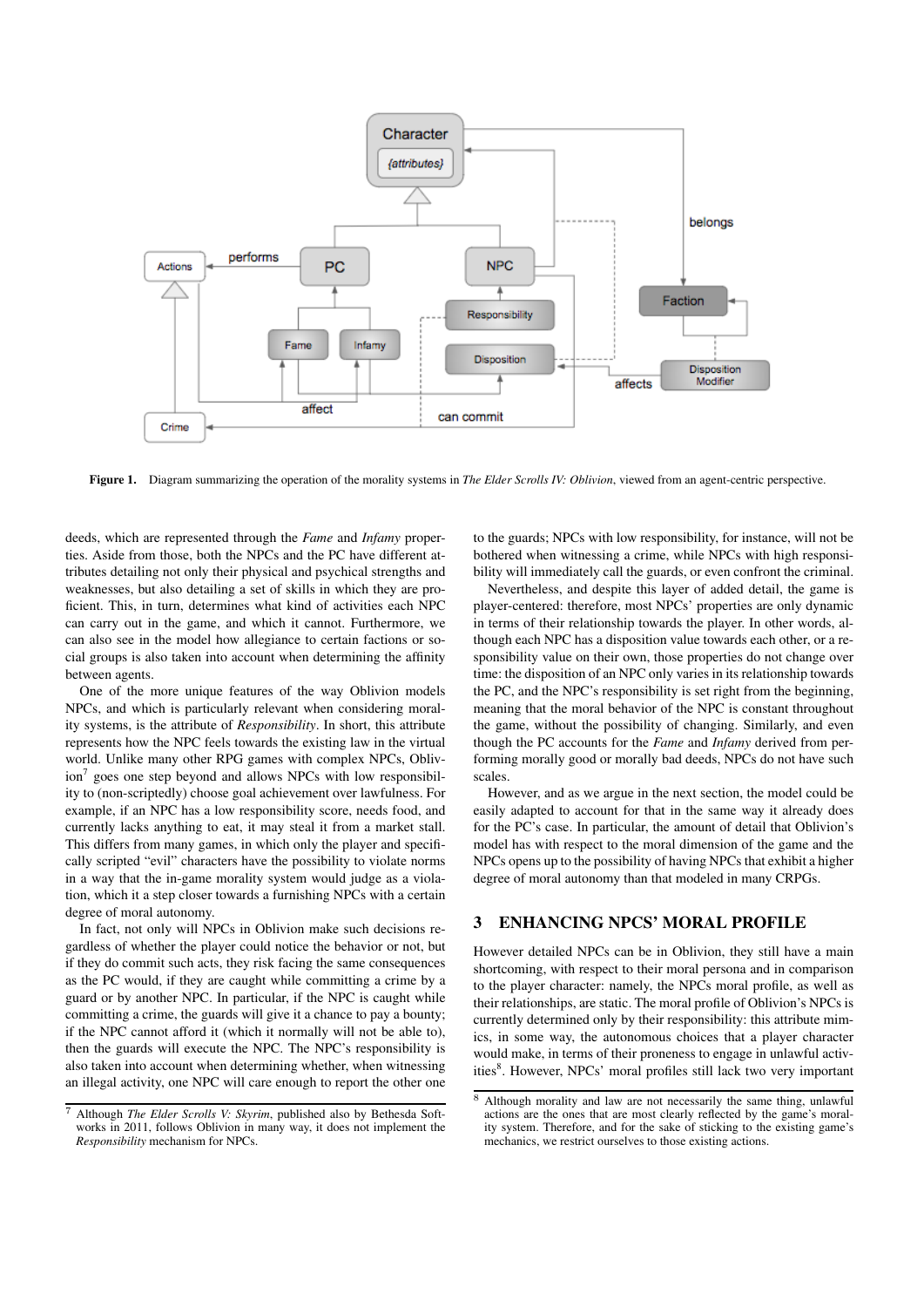**Figure 1.** Diagram summarizing the operation of the morality systems in *The Elder Scrolls IV: Oblivion*, viewed from an agent-centric perspective.

deeds, which are represented through the *Fame* and *Infamy* properties. Aside from those, both the NPCs and the PC have different attributes detailing not only their physical and psychical strengths and weaknesses, but also detailing a set of skills in which they are proficient. This, in turn, determines what kind of activities each NPC can carry out in the game, and which it cannot. Furthermore, we can also see in the model how allegiance to certain factions or social groups is also taken into account when determining the affinity between agents.

One of the more unique features of the way Oblivion models NPCs, and which is particularly relevant when considering morality systems, is the attribute of *Responsibility*. In short, this attribute represents how the NPC feels towards the existing law in the virtual world. Unlike many other RPG games with complex NPCs, Oblivion[7] goes one step beyond and allows NPCs with low responsibility to (non-scriptedly) choose goal achievement over lawfulness. For example, if an NPC has a low responsibility score, needs food, and currently lacks anything to eat, it may steal it from a market stall. This differs from many games, in which only the player and specifically scripted "evil" characters have the possibility to violate norms in a way that the in-game morality system would judge as a violation, which it a step closer towards a furnishing NPCs with a certain degree of moral autonomy.

In fact, not only will NPCs in Oblivion make such decisions regardless of whether the player could notice the behavior or not, but if they do commit such acts, they risk facing the same consequences as the PC would, if they are caught while committing a crime by a guard or by another NPC. In particular, if the NPC is caught while committing a crime, the guards will give it a chance to pay a bounty; if the NPC cannot afford it (which it normally will not be able to), then the guards will execute the NPC. The NPC's responsibility is also taken into account when determining whether, when witnessing an illegal activity, one NPC will care enough to report the other one to the guards; NPCs with low responsibility, for instance, will not be bothered when witnessing a crime, while NPCs with high responsibility will immediately call the guards, or even confront the criminal.

Nevertheless, and despite this layer of added detail, the game is player-centered: therefore, most NPCs' properties are only dynamic in terms of their relationship towards the player. In other words, although each NPC has a disposition value towards each other, or a responsibility value on their own, those properties do not change over time: the disposition of an NPC only varies in its relationship towards the PC, and the NPC's responsibility is set right from the beginning, meaning that the moral behavior of the NPC is constant throughout the game, without the possibility of changing. Similarly, and even though the PC accounts for the *Fame* and *Infamy* derived from performing morally good or morally bad deeds, NPCs do not have such scales.

However, and as we argue in the next section, the model could be easily adapted to account for that in the same way it already does for the PC's case. In particular, the amount of detail that Oblivion's model has with respect to the moral dimension of the game and the NPCs opens up to the possibility of having NPCs that exhibit a higher degree of moral autonomy than that modeled in many CRPGs.

## 3 ENHANCING NPCS' MORAL PROFILE

However detailed NPCs can be in Oblivion, they still have a main shortcoming, with respect to their moral persona and in comparison to the player character: namely, the NPCs moral profile, as well as their relationships, are static. The moral profile of Oblivion's NPCs is currently determined only by their responsibility: this attribute mimics, in some way, the autonomous choices that a player character would make, in terms of their proneness to engage in unlawful activities[8]. However, NPCs' moral profiles still lack two very important

[7] Although *The Elder Scrolls V: Skyrim*, published also by Bethesda Softworks in 2011, follows Oblivion in many way, it does not implement the *Responsibility* mechanism for NPCs.

[8] Although morality and law are not necessarily the same thing, unlawful actions are the ones that are most clearly reflected by the game's morality system. Therefore, and for the sake of sticking to the existing game's mechanics, we restrict ourselves to those existing actions.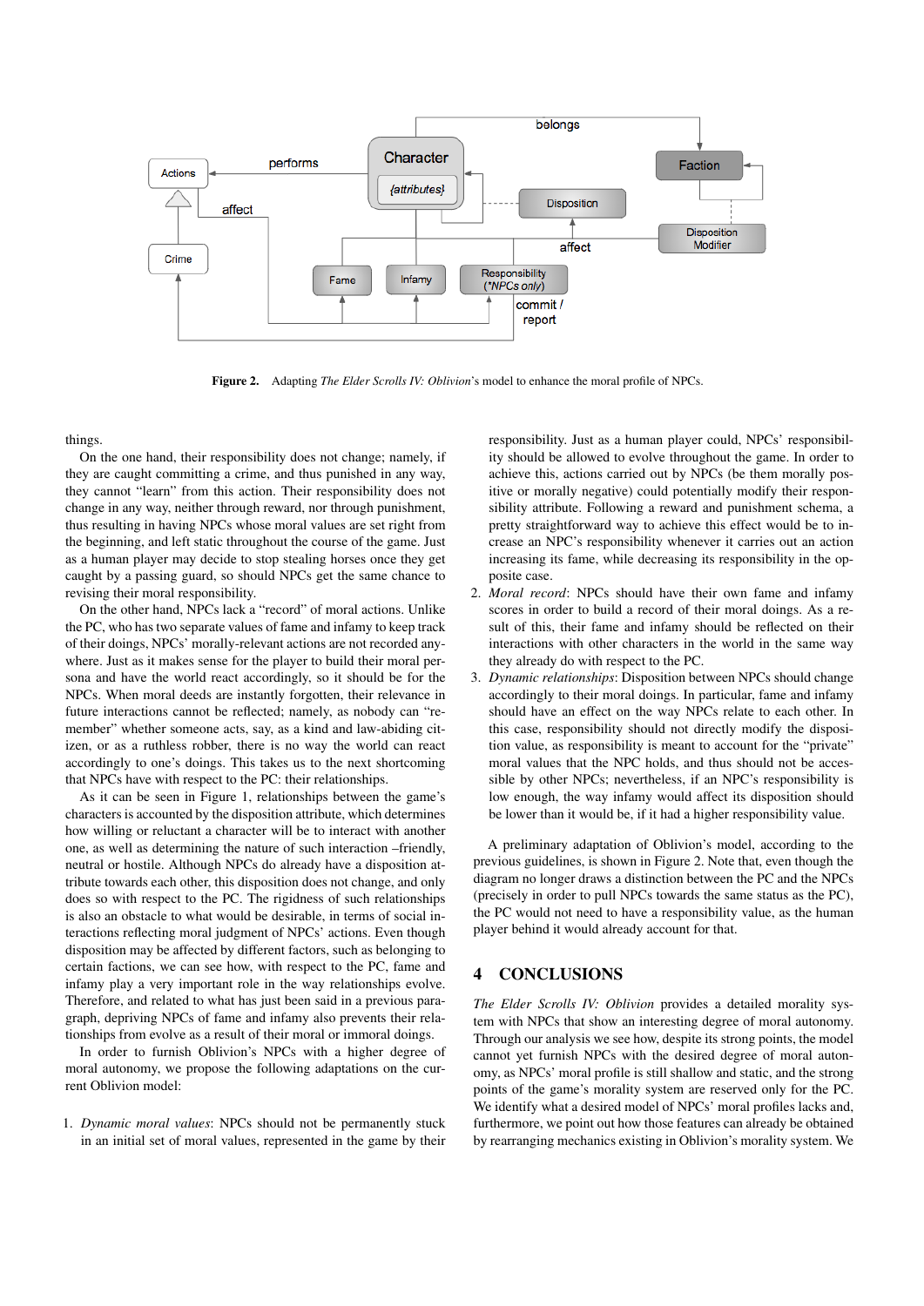**Figure 2.** Adapting *The Elder Scrolls IV: Oblivion*'s model to enhance the moral profile of NPCs.

things.

On the one hand, their responsibility does not change; namely, if they are caught committing a crime, and thus punished in any way, they cannot "learn" from this action. Their responsibility does not change in any way, neither through reward, nor through punishment, thus resulting in having NPCs whose moral values are set right from the beginning, and left static throughout the course of the game. Just as a human player may decide to stop stealing horses once they get caught by a passing guard, so should NPCs get the same chance to revising their moral responsibility.

On the other hand, NPCs lack a "record" of moral actions. Unlike the PC, who has two separate values of fame and infamy to keep track of their doings, NPCs' morally-relevant actions are not recorded anywhere. Just as it makes sense for the player to build their moral persona and have the world react accordingly, so it should be for the NPCs. When moral deeds are instantly forgotten, their relevance in future interactions cannot be reflected; namely, as nobody can "remember" whether someone acts, say, as a kind and law-abiding citizen, or as a ruthless robber, there is no way the world can react accordingly to one's doings. This takes us to the next shortcoming that NPCs have with respect to the PC: their relationships.

As it can be seen in Figure 1, relationships between the game's characters is accounted by the disposition attribute, which determines how willing or reluctant a character will be to interact with another one, as well as determining the nature of such interaction –friendly, neutral or hostile. Although NPCs do already have a disposition attribute towards each other, this disposition does not change, and only does so with respect to the PC. The rigidness of such relationships is also an obstacle to what would be desirable, in terms of social interactions reflecting moral judgment of NPCs' actions. Even though disposition may be affected by different factors, such as belonging to certain factions, we can see how, with respect to the PC, fame and infamy play a very important role in the way relationships evolve. Therefore, and related to what has just been said in a previous paragraph, depriving NPCs of fame and infamy also prevents their relationships from evolve as a result of their moral or immoral doings.

In order to furnish Oblivion's NPCs with a higher degree of moral autonomy, we propose the following adaptations on the current Oblivion model:

1. *Dynamic moral values*: NPCs should not be permanently stuck in an initial set of moral values, represented in the game by their responsibility. Just as a human player could, NPCs' responsibility should be allowed to evolve throughout the game. In order to achieve this, actions carried out by NPCs (be them morally positive or morally negative) could potentially modify their responsibility attribute. Following a reward and punishment schema, a pretty straightforward way to achieve this effect would be to increase an NPC's responsibility whenever it carries out an action increasing its fame, while decreasing its responsibility in the opposite case.
2. *Moral record*: NPCs should have their own fame and infamy scores in order to build a record of their moral doings. As a result of this, their fame and infamy should be reflected on their interactions with other characters in the world in the same way they already do with respect to the PC.
3. *Dynamic relationships*: Disposition between NPCs should change accordingly to their moral doings. In particular, fame and infamy should have an effect on the way NPCs relate to each other. In this case, responsibility should not directly modify the disposition value, as responsibility is meant to account for the "private" moral values that the NPC holds, and thus should not be accessible by other NPCs; nevertheless, if an NPC's responsibility is low enough, the way infamy would affect its disposition should be lower than it would be, if it had a higher responsibility value.

A preliminary adaptation of Oblivion's model, according to the previous guidelines, is shown in Figure 2. Note that, even though the diagram no longer draws a distinction between the PC and the NPCs (precisely in order to pull NPCs towards the same status as the PC), the PC would not need to have a responsibility value, as the human player behind it would already account for that.

## 4 CONCLUSIONS

*The Elder Scrolls IV: Oblivion* provides a detailed morality system with NPCs that show an interesting degree of moral autonomy. Through our analysis we see how, despite its strong points, the model cannot yet furnish NPCs with the desired degree of moral autonomy, as NPCs' moral profile is still shallow and static, and the strong points of the game's morality system are reserved only for the PC. We identify what a desired model of NPCs' moral profiles lacks and, furthermore, we point out how those features can already be obtained by rearranging mechanics existing in Oblivion's morality system. We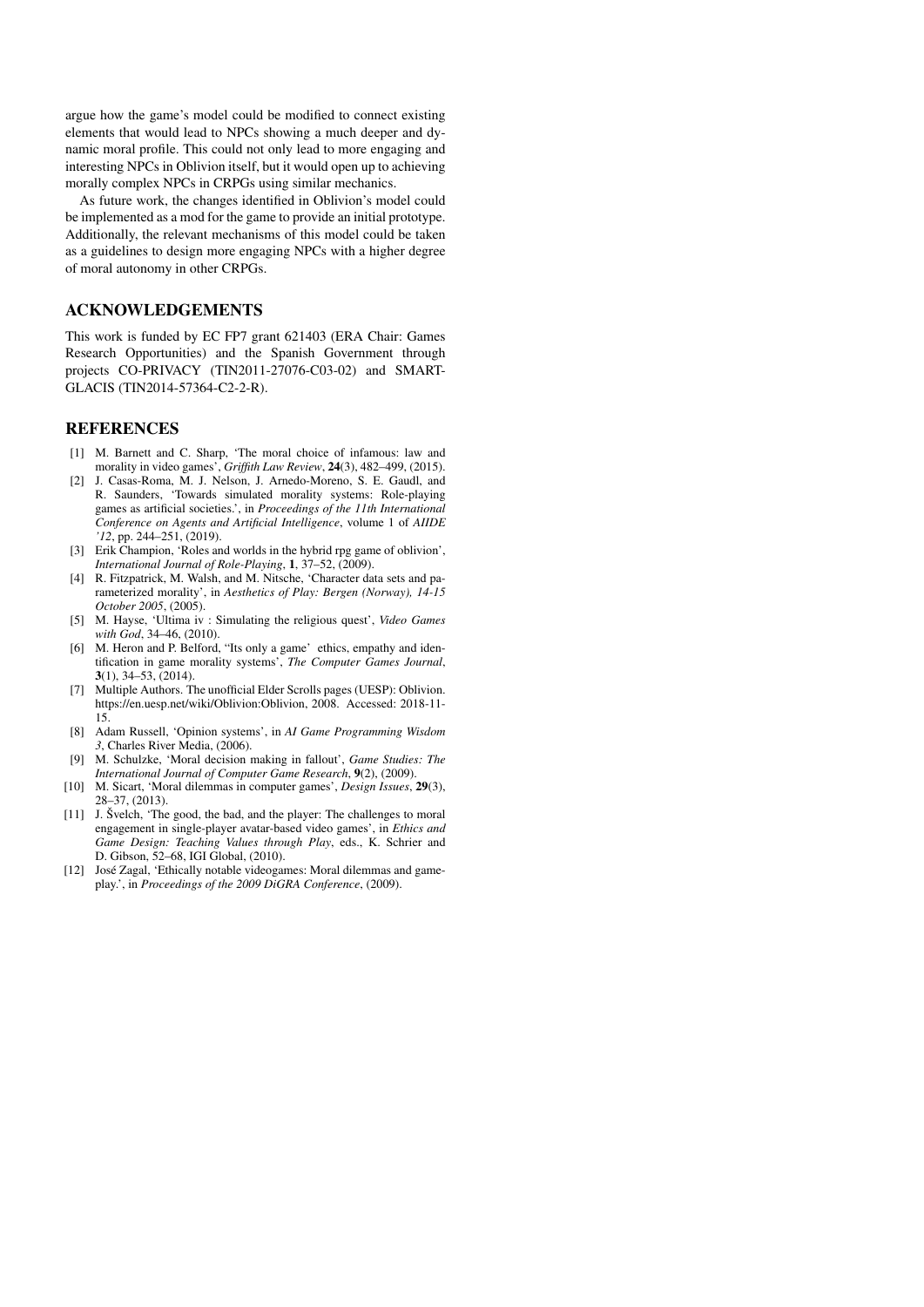argue how the game's model could be modified to connect existing elements that would lead to NPCs showing a much deeper and dynamic moral profile. This could not only lead to more engaging and interesting NPCs in Oblivion itself, but it would open up to achieving morally complex NPCs in CRPGs using similar mechanics.

As future work, the changes identified in Oblivion's model could be implemented as a mod for the game to provide an initial prototype. Additionally, the relevant mechanisms of this model could be taken as a guidelines to design more engaging NPCs with a higher degree of moral autonomy in other CRPGs.

## ACKNOWLEDGEMENTS

This work is funded by EC FP7 grant 621403 (ERA Chair: Games Research Opportunities) and the Spanish Government through projects CO-PRIVACY (TIN2011-27076-C03-02) and SMART-GLACIS (TIN2014-57364-C2-2-R).

## REFERENCES

[1] M. Barnett and C. Sharp, 'The moral choice of infamous: law and morality in video games', *Griffith Law Review*, **24**(3), 482–499, (2015).

[2] J. Casas-Roma, M. J. Nelson, J. Arnedo-Moreno, S. E. Gaudl, and R. Saunders, 'Towards simulated morality systems: Role-playing games as artificial societies.', in *Proceedings of the 11th International Conference on Agents and Artificial Intelligence*, volume 1 of *AIIDE '12*, pp. 244–251, (2019).

[3] Erik Champion, 'Roles and worlds in the hybrid rpg game of oblivion', *International Journal of Role-Playing*, **1**, 37–52, (2009).

[4] R. Fitzpatrick, M. Walsh, and M. Nitsche, 'Character data sets and parameterized morality', in *Aesthetics of Play: Bergen (Norway), 14-15 October 2005*, (2005).

[5] M. Hayse, 'Ultima iv : Simulating the religious quest', *Video Games with God*, 34–46, (2010).

[6] M. Heron and P. Belford, ''Its only a game' ethics, empathy and identification in game morality systems', *The Computer Games Journal*, **3**(1), 34–53, (2014).

[7] Multiple Authors. The unofficial Elder Scrolls pages (UESP): Oblivion. https://en.uesp.net/wiki/Oblivion:Oblivion, 2008. Accessed: 2018-11-15.

[8] Adam Russell, 'Opinion systems', in *AI Game Programming Wisdom 3*, Charles River Media, (2006).

[9] M. Schulzke, 'Moral decision making in fallout', *Game Studies: The International Journal of Computer Game Research*, **9**(2), (2009).

[10] M. Sicart, 'Moral dilemmas in computer games', *Design Issues*, **29**(3), 28–37, (2013).

[11] J. Švelch, 'The good, the bad, and the player: The challenges to moral engagement in single-player avatar-based video games', in *Ethics and Game Design: Teaching Values through Play*, eds., K. Schrier and D. Gibson, 52–68, IGI Global, (2010).

[12] José Zagal, 'Ethically notable videogames: Moral dilemmas and gameplay.', in *Proceedings of the 2009 DiGRA Conference*, (2009).